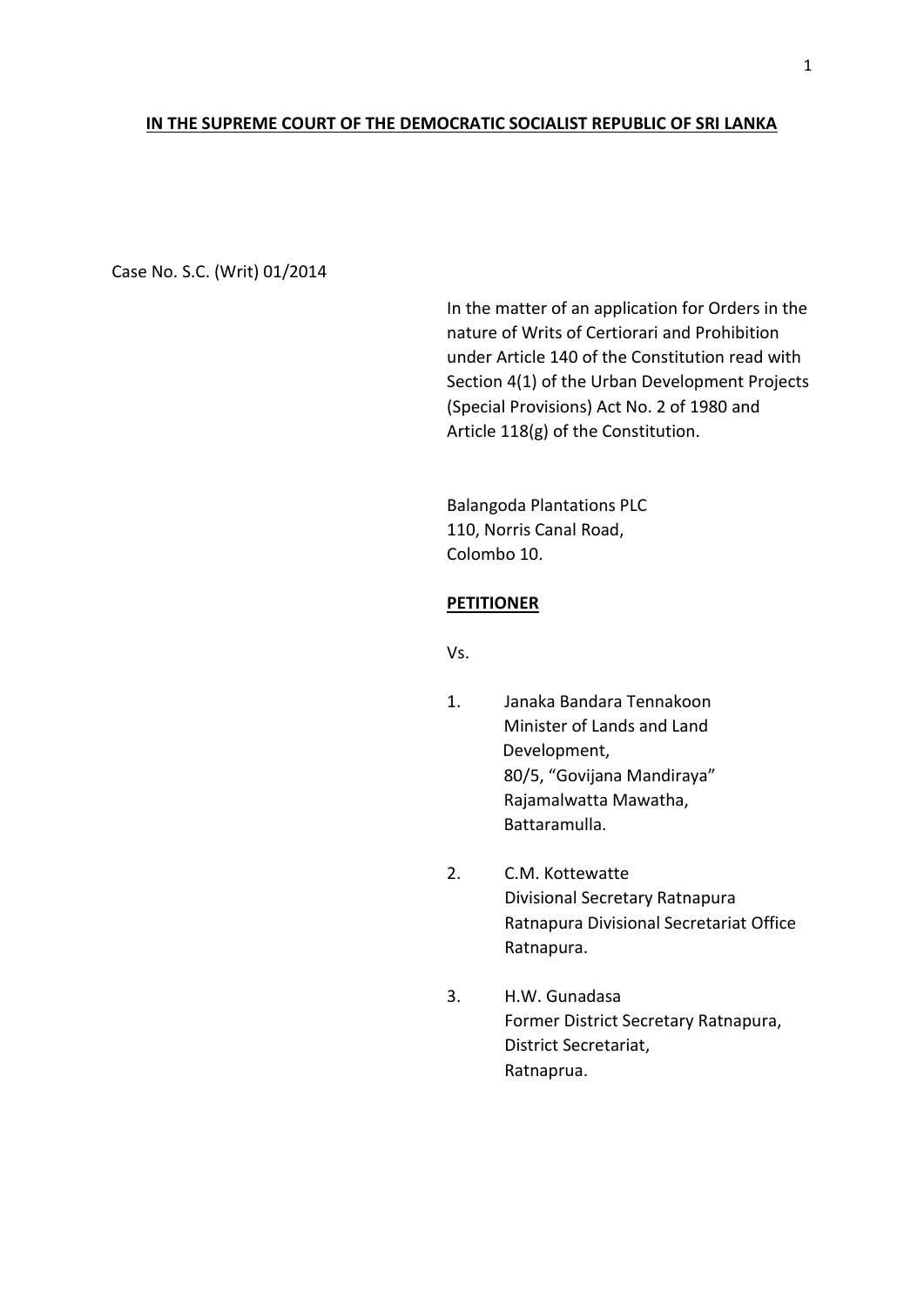**IN THE SUPREME COURT OF THE DEMOCRATIC SOCIALIST REPUBLIC OF SRI LANKA**

Case No. S.C. (Writ) 01/2014

In the matter of an application for Orders in the nature of Writs of Certiorari and Prohibition under Article 140 of the Constitution read with Section 4(1) of the Urban Development Projects (Special Provisions) Act No. 2 of 1980 and Article 118(g) of the Constitution.

Balangoda Plantations PLC
110, Norris Canal Road,
Colombo 10.

**PETITIONER**

Vs.

1. Janaka Bandara Tennakoon
   Minister of Lands and Land Development,
   80/5, "Govijana Mandiraya"
   Rajamalwatta Mawatha,
   Battaramulla.

2. C.M. Kottewatte
   Divisional Secretary Ratnapura
   Ratnapura Divisional Secretariat Office
   Ratnapura.

3. H.W. Gunadasa
   Former District Secretary Ratnapura,
   District Secretariat,
   Ratnaprua.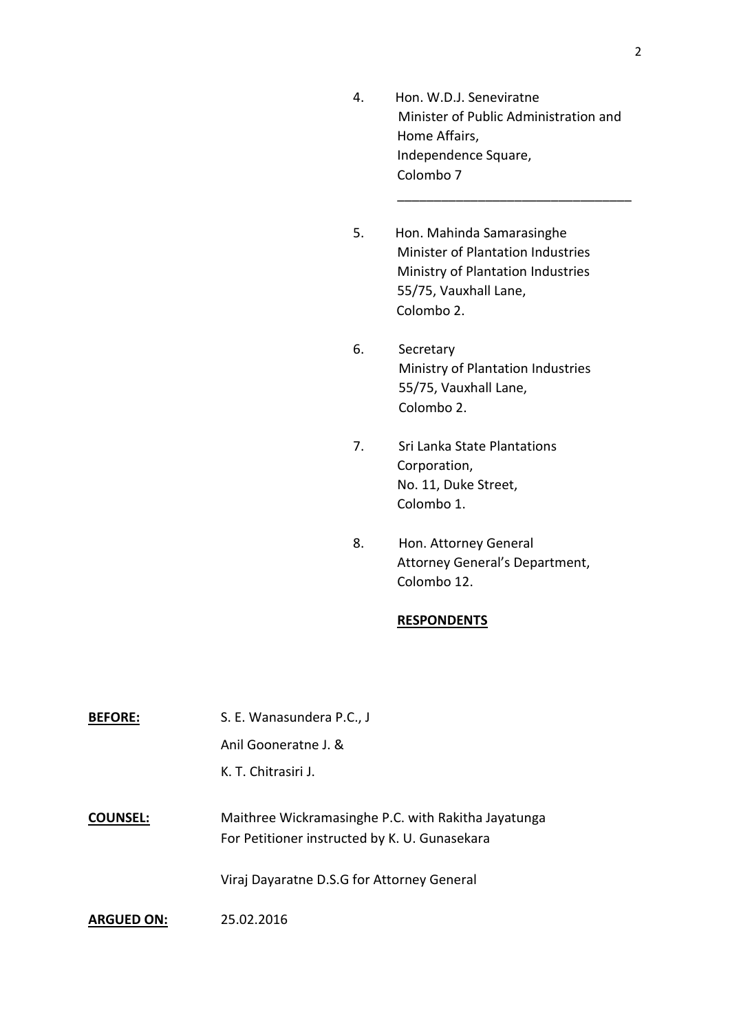4. Hon. W.D.J. Seneviratne
   Minister of Public Administration and
   Home Affairs,
   Independence Square,
   Colombo 7

______________________________

5. Hon. Mahinda Samarasinghe
   Minister of Plantation Industries
   Ministry of Plantation Industries
   55/75, Vauxhall Lane,
   Colombo 2.

6. Secretary
   Ministry of Plantation Industries
   55/75, Vauxhall Lane,
   Colombo 2.

7. Sri Lanka State Plantations
   Corporation,
   No. 11, Duke Street,
   Colombo 1.

8. Hon. Attorney General
   Attorney General's Department,
   Colombo 12.

**RESPONDENTS**

**BEFORE:** S. E. Wanasundera P.C., J
Anil Gooneratne J. &
K. T. Chitrasiri J.

**COUNSEL:** Maithree Wickramasinghe P.C. with Rakitha Jayatunga
For Petitioner instructed by K. U. Gunasekara

Viraj Dayaratne D.S.G for Attorney General

**ARGUED ON:** 25.02.2016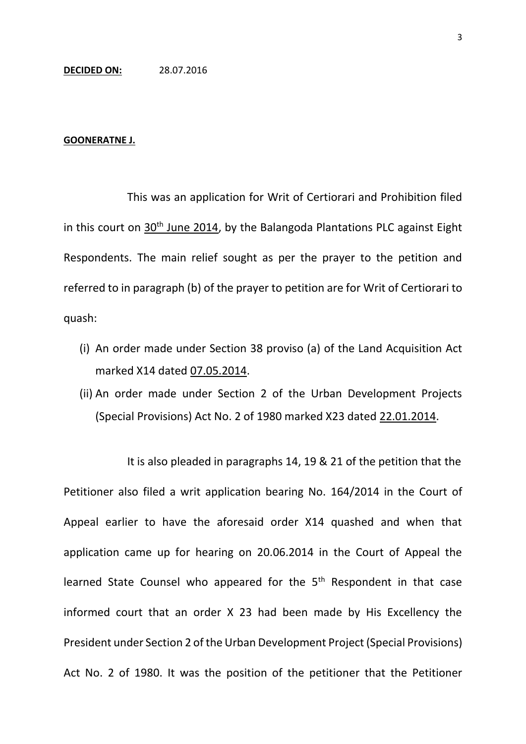**DECIDED ON:** 28.07.2016

**GOONERATNE J.**

This was an application for Writ of Certiorari and Prohibition filed in this court on 30th June 2014, by the Balangoda Plantations PLC against Eight Respondents. The main relief sought as per the prayer to the petition and referred to in paragraph (b) of the prayer to petition are for Writ of Certiorari to quash:

(i) An order made under Section 38 proviso (a) of the Land Acquisition Act marked X14 dated 07.05.2014.

(ii) An order made under Section 2 of the Urban Development Projects (Special Provisions) Act No. 2 of 1980 marked X23 dated 22.01.2014.

It is also pleaded in paragraphs 14, 19 & 21 of the petition that the Petitioner also filed a writ application bearing No. 164/2014 in the Court of Appeal earlier to have the aforesaid order X14 quashed and when that application came up for hearing on 20.06.2014 in the Court of Appeal the learned State Counsel who appeared for the 5th Respondent in that case informed court that an order X 23 had been made by His Excellency the President under Section 2 of the Urban Development Project (Special Provisions) Act No. 2 of 1980. It was the position of the petitioner that the Petitioner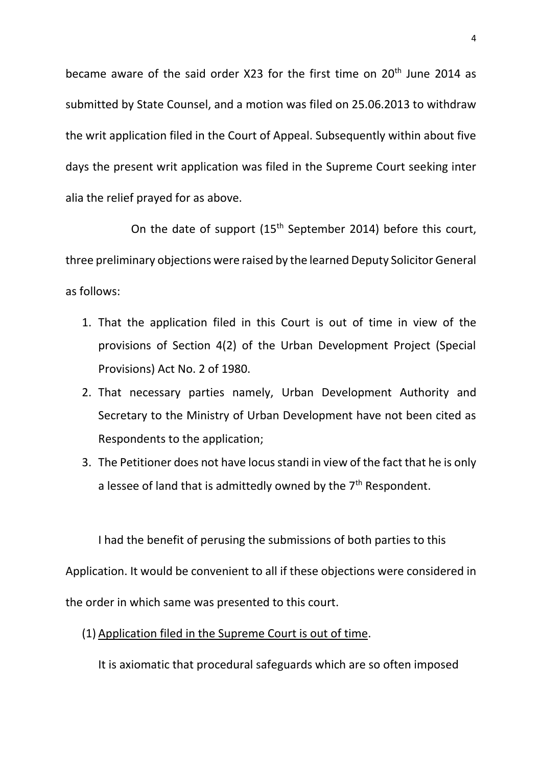became aware of the said order X23 for the first time on 20th June 2014 as submitted by State Counsel, and a motion was filed on 25.06.2013 to withdraw the writ application filed in the Court of Appeal. Subsequently within about five days the present writ application was filed in the Supreme Court seeking inter alia the relief prayed for as above.

On the date of support (15th September 2014) before this court, three preliminary objections were raised by the learned Deputy Solicitor General as follows:

1. That the application filed in this Court is out of time in view of the provisions of Section 4(2) of the Urban Development Project (Special Provisions) Act No. 2 of 1980.
2. That necessary parties namely, Urban Development Authority and Secretary to the Ministry of Urban Development have not been cited as Respondents to the application;
3. The Petitioner does not have locus standi in view of the fact that he is only a lessee of land that is admittedly owned by the 7th Respondent.

I had the benefit of perusing the submissions of both parties to this Application. It would be convenient to all if these objections were considered in the order in which same was presented to this court.

(1) <u>Application filed in the Supreme Court is out of time</u>.

It is axiomatic that procedural safeguards which are so often imposed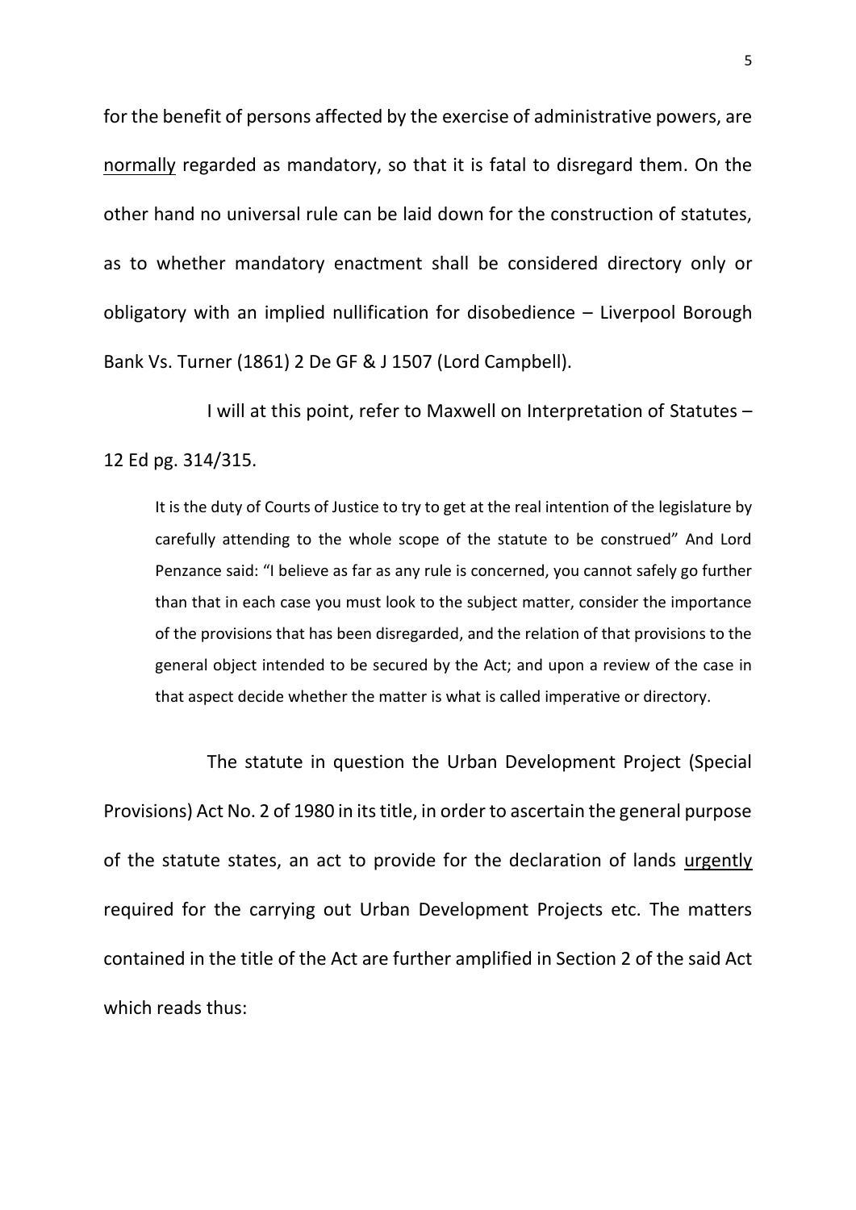for the benefit of persons affected by the exercise of administrative powers, are normally regarded as mandatory, so that it is fatal to disregard them. On the other hand no universal rule can be laid down for the construction of statutes, as to whether mandatory enactment shall be considered directory only or obligatory with an implied nullification for disobedience – Liverpool Borough Bank Vs. Turner (1861) 2 De GF & J 1507 (Lord Campbell).

I will at this point, refer to Maxwell on Interpretation of Statutes – 12 Ed pg. 314/315.

> It is the duty of Courts of Justice to try to get at the real intention of the legislature by carefully attending to the whole scope of the statute to be construed" And Lord Penzance said: "I believe as far as any rule is concerned, you cannot safely go further than that in each case you must look to the subject matter, consider the importance of the provisions that has been disregarded, and the relation of that provisions to the general object intended to be secured by the Act; and upon a review of the case in that aspect decide whether the matter is what is called imperative or directory.

The statute in question the Urban Development Project (Special Provisions) Act No. 2 of 1980 in its title, in order to ascertain the general purpose of the statute states, an act to provide for the declaration of lands urgently required for the carrying out Urban Development Projects etc. The matters contained in the title of the Act are further amplified in Section 2 of the said Act which reads thus: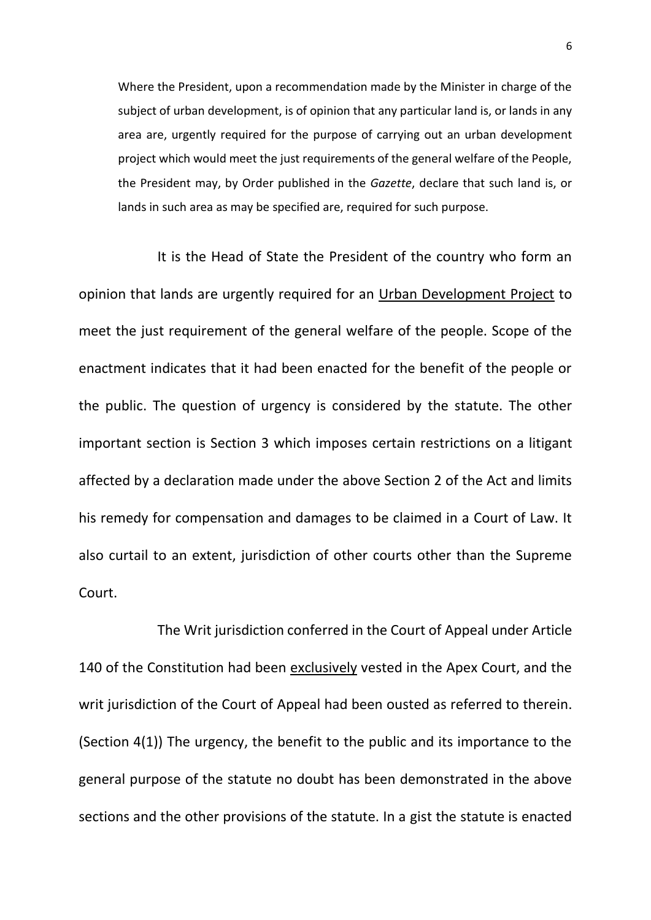> Where the President, upon a recommendation made by the Minister in charge of the subject of urban development, is of opinion that any particular land is, or lands in any area are, urgently required for the purpose of carrying out an urban development project which would meet the just requirements of the general welfare of the People, the President may, by Order published in the *Gazette*, declare that such land is, or lands in such area as may be specified are, required for such purpose.

It is the Head of State the President of the country who form an opinion that lands are urgently required for an <u>Urban Development Project</u> to meet the just requirement of the general welfare of the people. Scope of the enactment indicates that it had been enacted for the benefit of the people or the public. The question of urgency is considered by the statute. The other important section is Section 3 which imposes certain restrictions on a litigant affected by a declaration made under the above Section 2 of the Act and limits his remedy for compensation and damages to be claimed in a Court of Law. It also curtail to an extent, jurisdiction of other courts other than the Supreme Court.

The Writ jurisdiction conferred in the Court of Appeal under Article 140 of the Constitution had been <u>exclusively</u> vested in the Apex Court, and the writ jurisdiction of the Court of Appeal had been ousted as referred to therein. (Section 4(1)) The urgency, the benefit to the public and its importance to the general purpose of the statute no doubt has been demonstrated in the above sections and the other provisions of the statute. In a gist the statute is enacted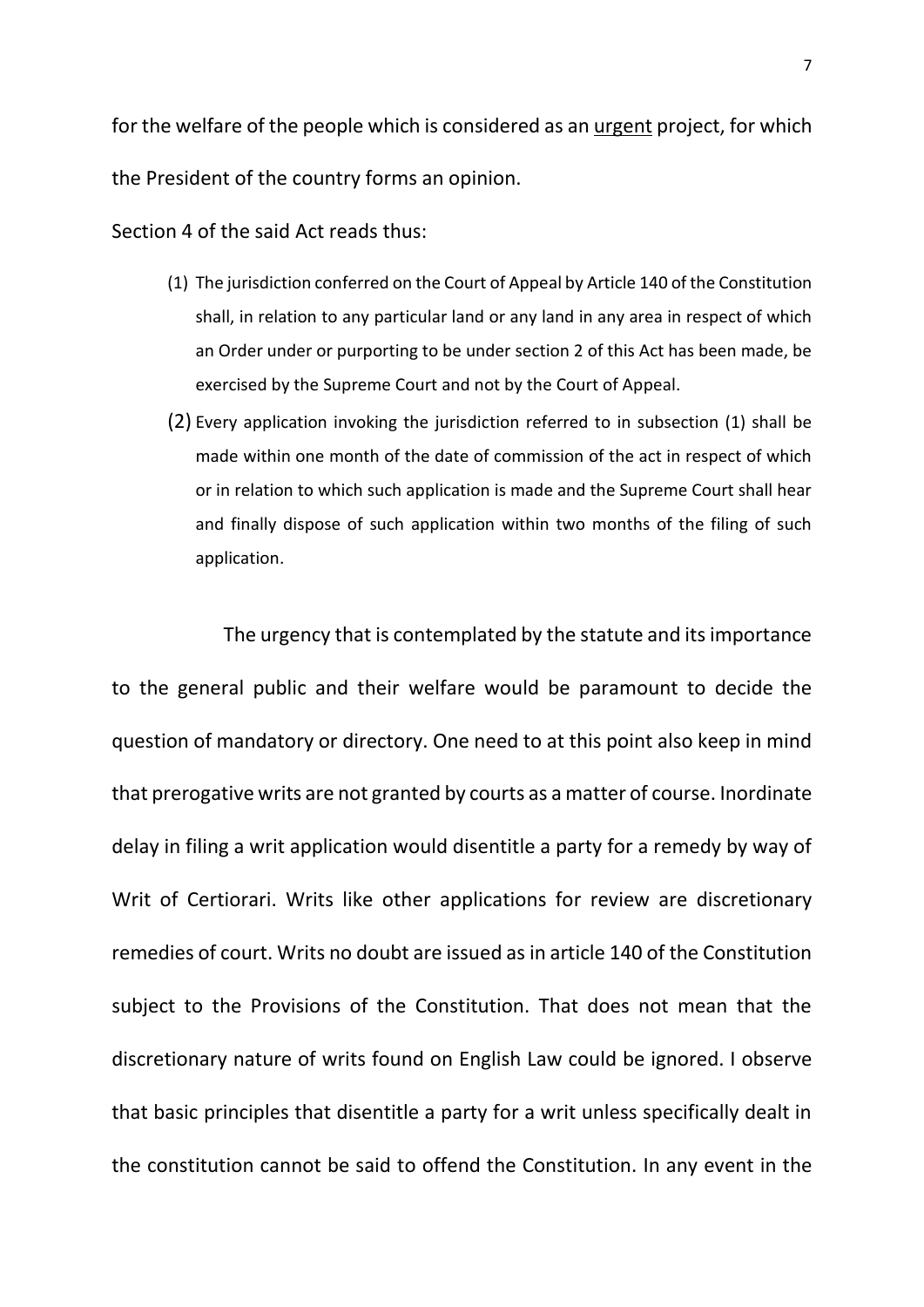for the welfare of the people which is considered as an <u>urgent</u> project, for which the President of the country forms an opinion.

Section 4 of the said Act reads thus:

> (1) The jurisdiction conferred on the Court of Appeal by Article 140 of the Constitution shall, in relation to any particular land or any land in any area in respect of which an Order under or purporting to be under section 2 of this Act has been made, be exercised by the Supreme Court and not by the Court of Appeal.
>
> (2) Every application invoking the jurisdiction referred to in subsection (1) shall be made within one month of the date of commission of the act in respect of which or in relation to which such application is made and the Supreme Court shall hear and finally dispose of such application within two months of the filing of such application.

The urgency that is contemplated by the statute and its importance to the general public and their welfare would be paramount to decide the question of mandatory or directory. One need to at this point also keep in mind that prerogative writs are not granted by courts as a matter of course. Inordinate delay in filing a writ application would disentitle a party for a remedy by way of Writ of Certiorari. Writs like other applications for review are discretionary remedies of court. Writs no doubt are issued as in article 140 of the Constitution subject to the Provisions of the Constitution. That does not mean that the discretionary nature of writs found on English Law could be ignored. I observe that basic principles that disentitle a party for a writ unless specifically dealt in the constitution cannot be said to offend the Constitution. In any event in the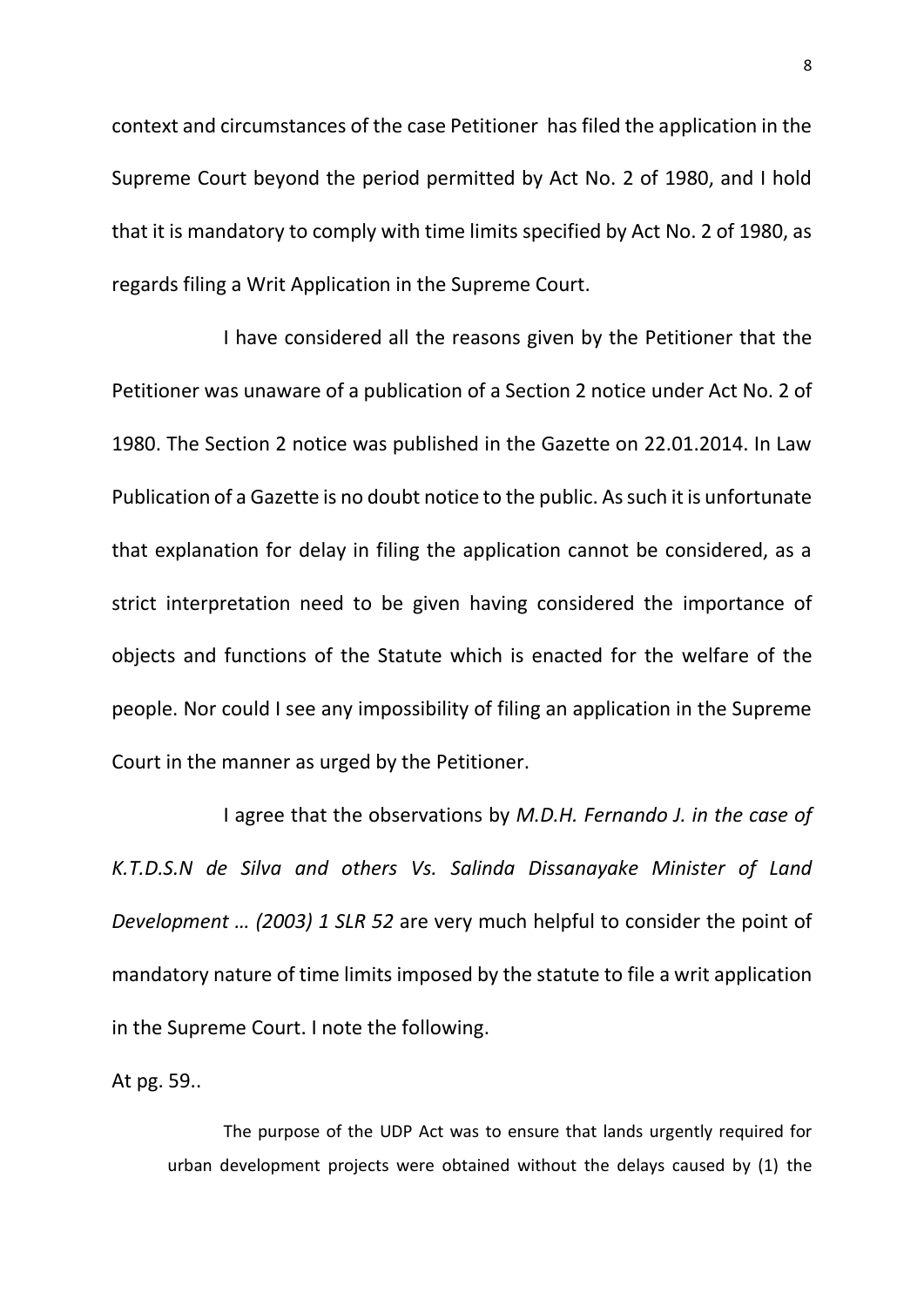context and circumstances of the case Petitioner has filed the application in the Supreme Court beyond the period permitted by Act No. 2 of 1980, and I hold that it is mandatory to comply with time limits specified by Act No. 2 of 1980, as regards filing a Writ Application in the Supreme Court.

I have considered all the reasons given by the Petitioner that the Petitioner was unaware of a publication of a Section 2 notice under Act No. 2 of 1980. The Section 2 notice was published in the Gazette on 22.01.2014. In Law Publication of a Gazette is no doubt notice to the public. As such it is unfortunate that explanation for delay in filing the application cannot be considered, as a strict interpretation need to be given having considered the importance of objects and functions of the Statute which is enacted for the welfare of the people. Nor could I see any impossibility of filing an application in the Supreme Court in the manner as urged by the Petitioner.

I agree that the observations by *M.D.H. Fernando J. in the case of K.T.D.S.N de Silva and others Vs. Salinda Dissanayake Minister of Land Development … (2003) 1 SLR 52* are very much helpful to consider the point of mandatory nature of time limits imposed by the statute to file a writ application in the Supreme Court. I note the following.

At pg. 59..

> The purpose of the UDP Act was to ensure that lands urgently required for urban development projects were obtained without the delays caused by (1) the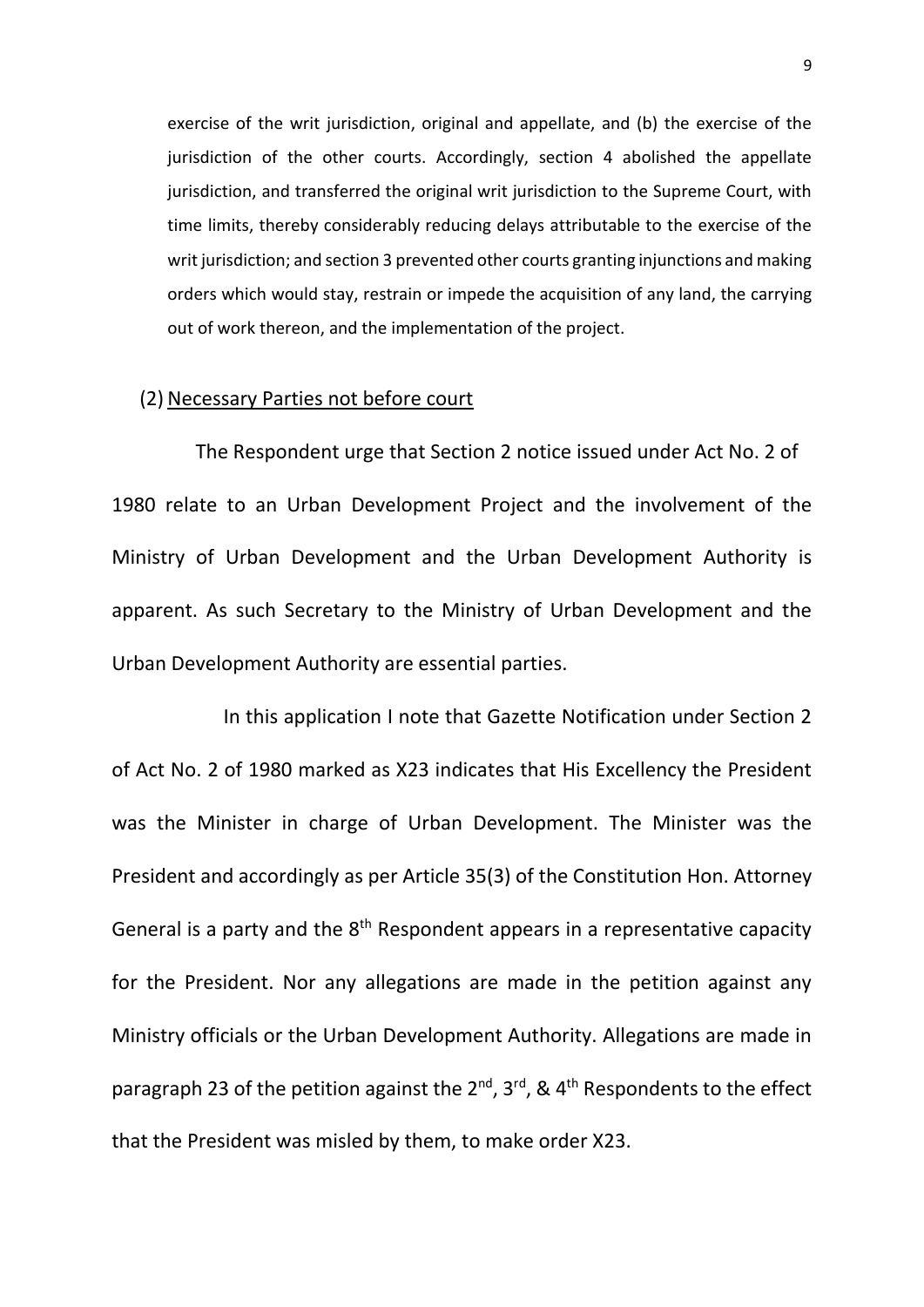exercise of the writ jurisdiction, original and appellate, and (b) the exercise of the jurisdiction of the other courts. Accordingly, section 4 abolished the appellate jurisdiction, and transferred the original writ jurisdiction to the Supreme Court, with time limits, thereby considerably reducing delays attributable to the exercise of the writ jurisdiction; and section 3 prevented other courts granting injunctions and making orders which would stay, restrain or impede the acquisition of any land, the carrying out of work thereon, and the implementation of the project.

(2) Necessary Parties not before court

The Respondent urge that Section 2 notice issued under Act No. 2 of 1980 relate to an Urban Development Project and the involvement of the Ministry of Urban Development and the Urban Development Authority is apparent. As such Secretary to the Ministry of Urban Development and the Urban Development Authority are essential parties.

In this application I note that Gazette Notification under Section 2 of Act No. 2 of 1980 marked as X23 indicates that His Excellency the President was the Minister in charge of Urban Development. The Minister was the President and accordingly as per Article 35(3) of the Constitution Hon. Attorney General is a party and the 8th Respondent appears in a representative capacity for the President. Nor any allegations are made in the petition against any Ministry officials or the Urban Development Authority. Allegations are made in paragraph 23 of the petition against the 2nd, 3rd, & 4th Respondents to the effect that the President was misled by them, to make order X23.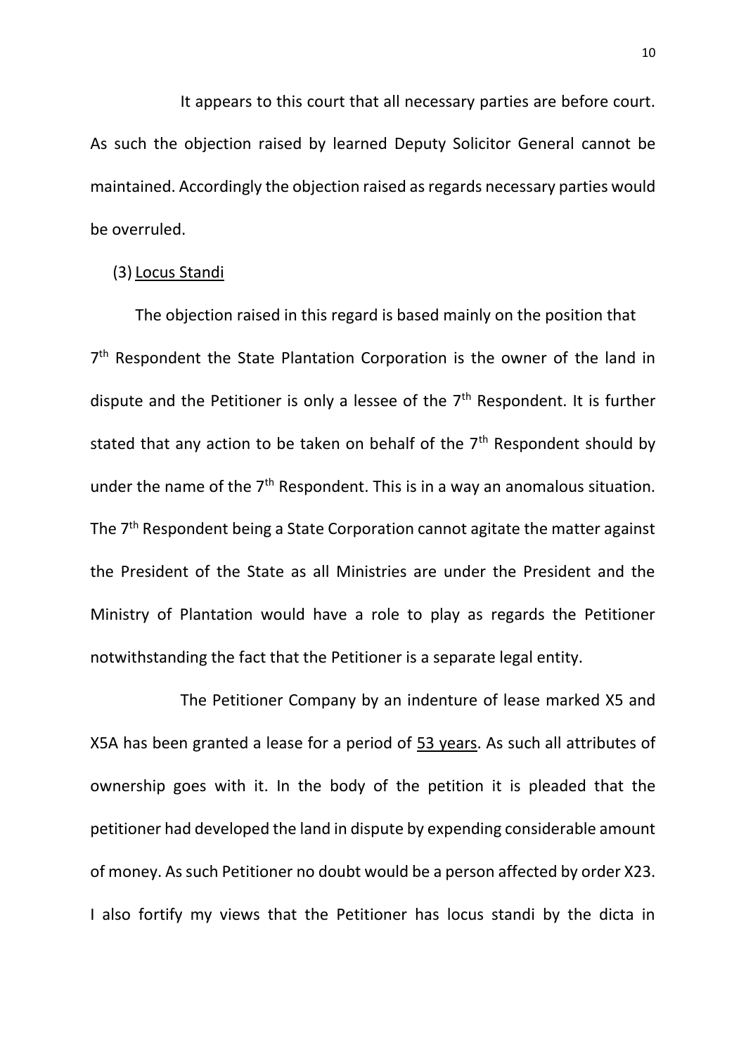It appears to this court that all necessary parties are before court. As such the objection raised by learned Deputy Solicitor General cannot be maintained. Accordingly the objection raised as regards necessary parties would be overruled.

(3) Locus Standi

The objection raised in this regard is based mainly on the position that 7th Respondent the State Plantation Corporation is the owner of the land in dispute and the Petitioner is only a lessee of the 7th Respondent. It is further stated that any action to be taken on behalf of the 7th Respondent should by under the name of the 7th Respondent. This is in a way an anomalous situation. The 7th Respondent being a State Corporation cannot agitate the matter against the President of the State as all Ministries are under the President and the Ministry of Plantation would have a role to play as regards the Petitioner notwithstanding the fact that the Petitioner is a separate legal entity.

The Petitioner Company by an indenture of lease marked X5 and X5A has been granted a lease for a period of 53 years. As such all attributes of ownership goes with it. In the body of the petition it is pleaded that the petitioner had developed the land in dispute by expending considerable amount of money. As such Petitioner no doubt would be a person affected by order X23. I also fortify my views that the Petitioner has locus standi by the dicta in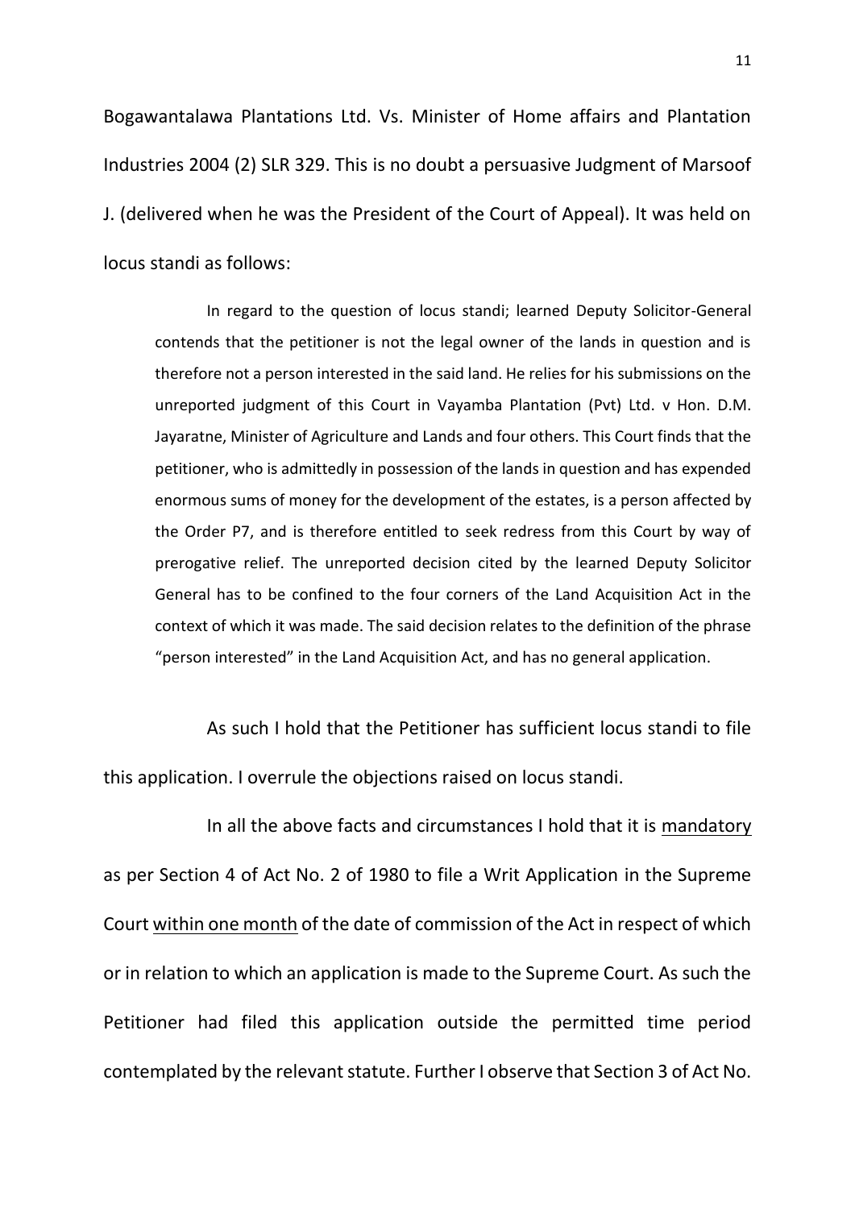Bogawantalawa Plantations Ltd. Vs. Minister of Home affairs and Plantation Industries 2004 (2) SLR 329. This is no doubt a persuasive Judgment of Marsoof J. (delivered when he was the President of the Court of Appeal). It was held on locus standi as follows:

> In regard to the question of locus standi; learned Deputy Solicitor-General contends that the petitioner is not the legal owner of the lands in question and is therefore not a person interested in the said land. He relies for his submissions on the unreported judgment of this Court in Vayamba Plantation (Pvt) Ltd. v Hon. D.M. Jayaratne, Minister of Agriculture and Lands and four others. This Court finds that the petitioner, who is admittedly in possession of the lands in question and has expended enormous sums of money for the development of the estates, is a person affected by the Order P7, and is therefore entitled to seek redress from this Court by way of prerogative relief. The unreported decision cited by the learned Deputy Solicitor General has to be confined to the four corners of the Land Acquisition Act in the context of which it was made. The said decision relates to the definition of the phrase "person interested" in the Land Acquisition Act, and has no general application.

As such I hold that the Petitioner has sufficient locus standi to file this application. I overrule the objections raised on locus standi.

In all the above facts and circumstances I hold that it is <u>mandatory</u> as per Section 4 of Act No. 2 of 1980 to file a Writ Application in the Supreme Court <u>within one month</u> of the date of commission of the Act in respect of which or in relation to which an application is made to the Supreme Court. As such the Petitioner had filed this application outside the permitted time period contemplated by the relevant statute. Further I observe that Section 3 of Act No.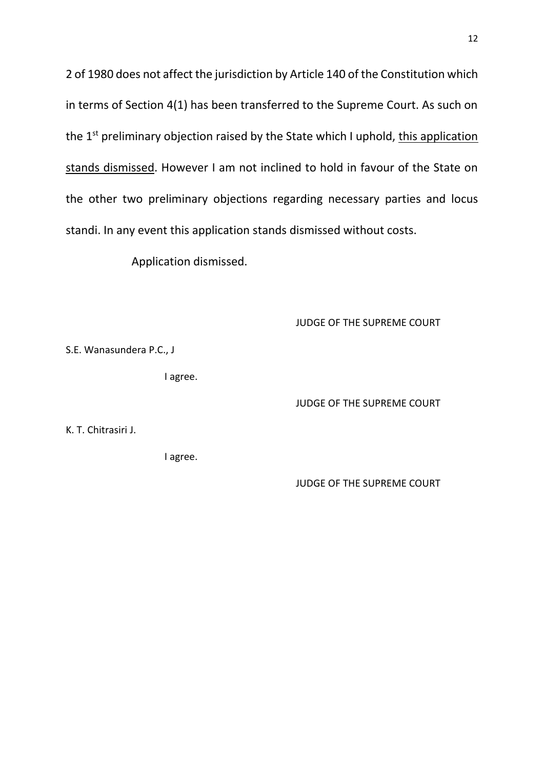2 of 1980 does not affect the jurisdiction by Article 140 of the Constitution which in terms of Section 4(1) has been transferred to the Supreme Court. As such on the 1st preliminary objection raised by the State which I uphold, <u>this application stands dismissed</u>. However I am not inclined to hold in favour of the State on the other two preliminary objections regarding necessary parties and locus standi. In any event this application stands dismissed without costs.

Application dismissed.

JUDGE OF THE SUPREME COURT

S.E. Wanasundera P.C., J

I agree.

JUDGE OF THE SUPREME COURT

K. T. Chitrasiri J.

I agree.

JUDGE OF THE SUPREME COURT